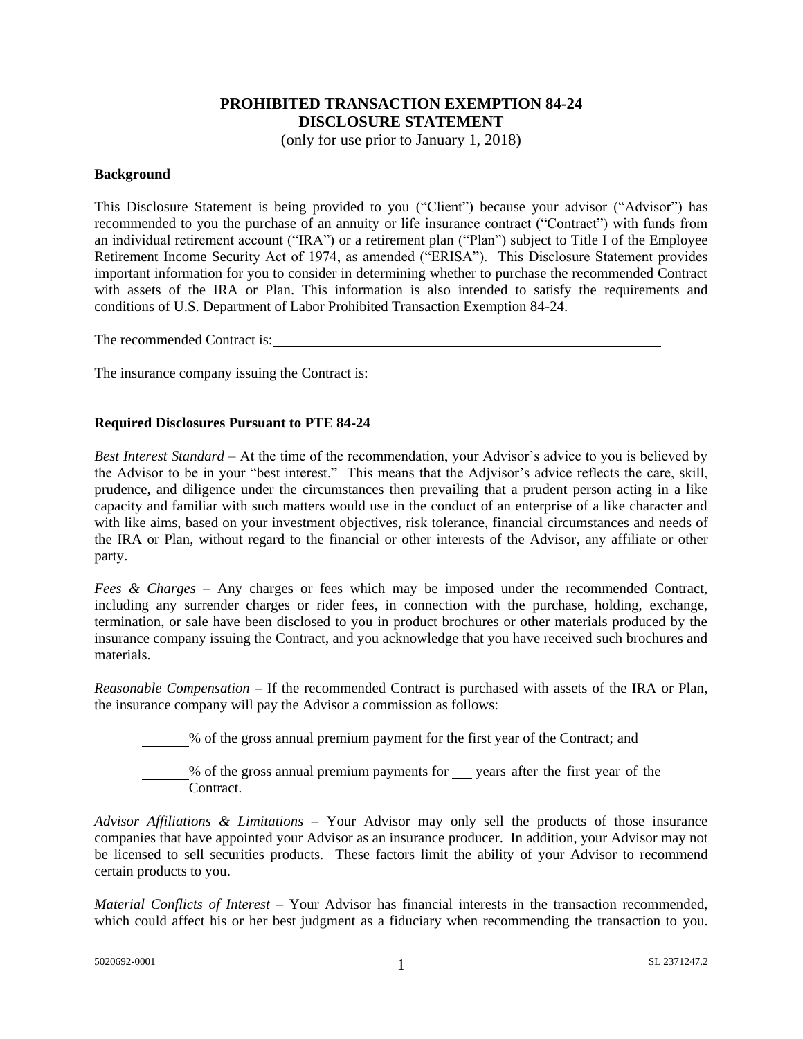# PROHIBITED TRANSACTION EXEMPTION 84-24
## DISCLOSURE STATEMENT

(only for use prior to January 1, 2018)

**Background**

This Disclosure Statement is being provided to you ("Client") because your advisor ("Advisor") has recommended to you the purchase of an annuity or life insurance contract ("Contract") with funds from an individual retirement account ("IRA") or a retirement plan ("Plan") subject to Title I of the Employee Retirement Income Security Act of 1974, as amended ("ERISA"). This Disclosure Statement provides important information for you to consider in determining whether to purchase the recommended Contract with assets of the IRA or Plan. This information is also intended to satisfy the requirements and conditions of U.S. Department of Labor Prohibited Transaction Exemption 84-24.

The recommended Contract is:______________________________________________________

The insurance company issuing the Contract is:________________________________________

**Required Disclosures Pursuant to PTE 84-24**

*Best Interest Standard* – At the time of the recommendation, your Advisor's advice to you is believed by the Advisor to be in your "best interest." This means that the Adjvisor's advice reflects the care, skill, prudence, and diligence under the circumstances then prevailing that a prudent person acting in a like capacity and familiar with such matters would use in the conduct of an enterprise of a like character and with like aims, based on your investment objectives, risk tolerance, financial circumstances and needs of the IRA or Plan, without regard to the financial or other interests of the Advisor, any affiliate or other party.

*Fees & Charges* – Any charges or fees which may be imposed under the recommended Contract, including any surrender charges or rider fees, in connection with the purchase, holding, exchange, termination, or sale have been disclosed to you in product brochures or other materials produced by the insurance company issuing the Contract, and you acknowledge that you have received such brochures and materials.

*Reasonable Compensation* – If the recommended Contract is purchased with assets of the IRA or Plan, the insurance company will pay the Advisor a commission as follows:

______% of the gross annual premium payment for the first year of the Contract; and

______% of the gross annual premium payments for ___ years after the first year of the Contract.

*Advisor Affiliations & Limitations* – Your Advisor may only sell the products of those insurance companies that have appointed your Advisor as an insurance producer. In addition, your Advisor may not be licensed to sell securities products. These factors limit the ability of your Advisor to recommend certain products to you.

*Material Conflicts of Interest* – Your Advisor has financial interests in the transaction recommended, which could affect his or her best judgment as a fiduciary when recommending the transaction to you.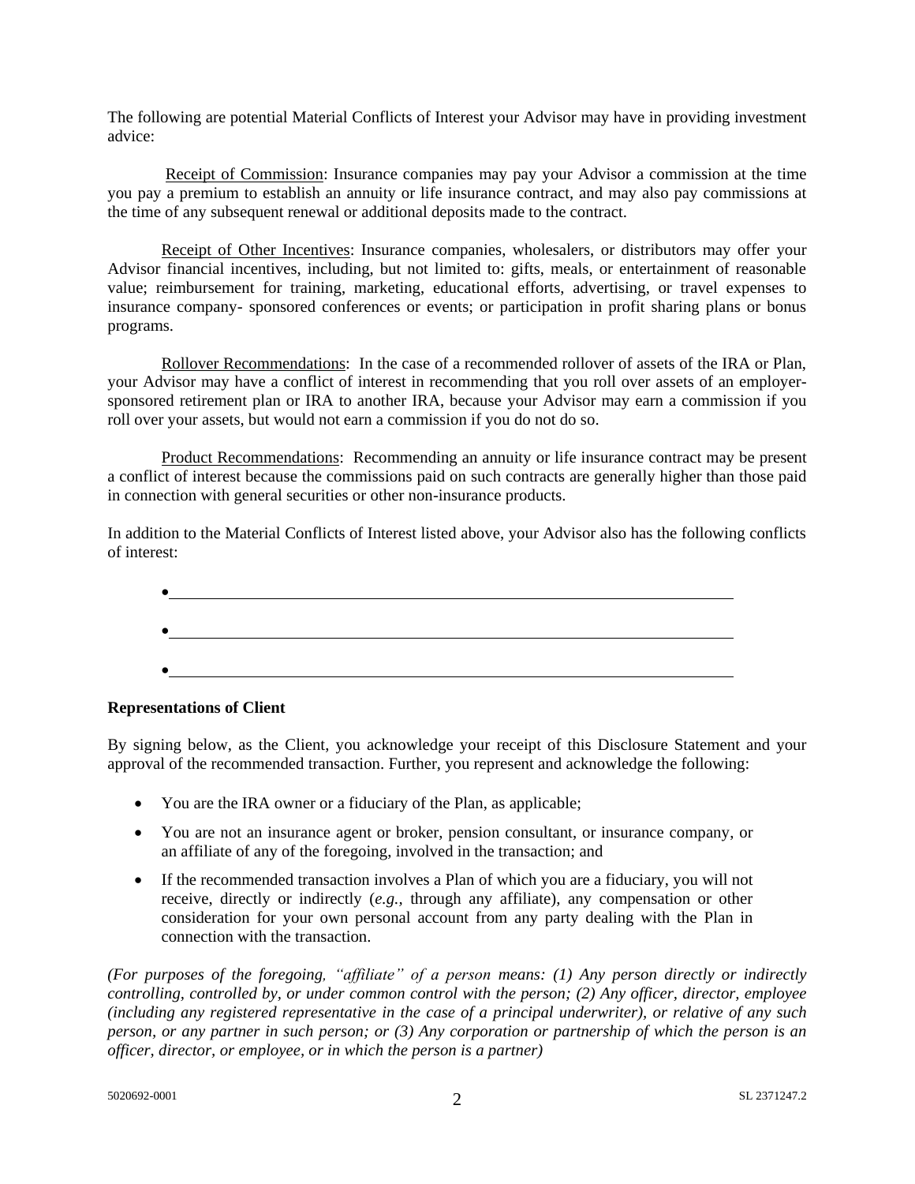The following are potential Material Conflicts of Interest your Advisor may have in providing investment advice:

<u>Receipt of Commission</u>: Insurance companies may pay your Advisor a commission at the time you pay a premium to establish an annuity or life insurance contract, and may also pay commissions at the time of any subsequent renewal or additional deposits made to the contract.

<u>Receipt of Other Incentives</u>: Insurance companies, wholesalers, or distributors may offer your Advisor financial incentives, including, but not limited to: gifts, meals, or entertainment of reasonable value; reimbursement for training, marketing, educational efforts, advertising, or travel expenses to insurance company- sponsored conferences or events; or participation in profit sharing plans or bonus programs.

<u>Rollover Recommendations</u>: In the case of a recommended rollover of assets of the IRA or Plan, your Advisor may have a conflict of interest in recommending that you roll over assets of an employer-sponsored retirement plan or IRA to another IRA, because your Advisor may earn a commission if you roll over your assets, but would not earn a commission if you do not do so.

<u>Product Recommendations</u>: Recommending an annuity or life insurance contract may be present a conflict of interest because the commissions paid on such contracts are generally higher than those paid in connection with general securities or other non-insurance products.

In addition to the Material Conflicts of Interest listed above, your Advisor also has the following conflicts of interest:

- ______________________________________________________________
- ______________________________________________________________
- ______________________________________________________________

**Representations of Client**

By signing below, as the Client, you acknowledge your receipt of this Disclosure Statement and your approval of the recommended transaction. Further, you represent and acknowledge the following:

- You are the IRA owner or a fiduciary of the Plan, as applicable;
- You are not an insurance agent or broker, pension consultant, or insurance company, or an affiliate of any of the foregoing, involved in the transaction; and
- If the recommended transaction involves a Plan of which you are a fiduciary, you will not receive, directly or indirectly (*e.g.*, through any affiliate), any compensation or other consideration for your own personal account from any party dealing with the Plan in connection with the transaction.

*(For purposes of the foregoing, "affiliate" of a person means: (1) Any person directly or indirectly controlling, controlled by, or under common control with the person; (2) Any officer, director, employee (including any registered representative in the case of a principal underwriter), or relative of any such person, or any partner in such person; or (3) Any corporation or partnership of which the person is an officer, director, or employee, or in which the person is a partner)*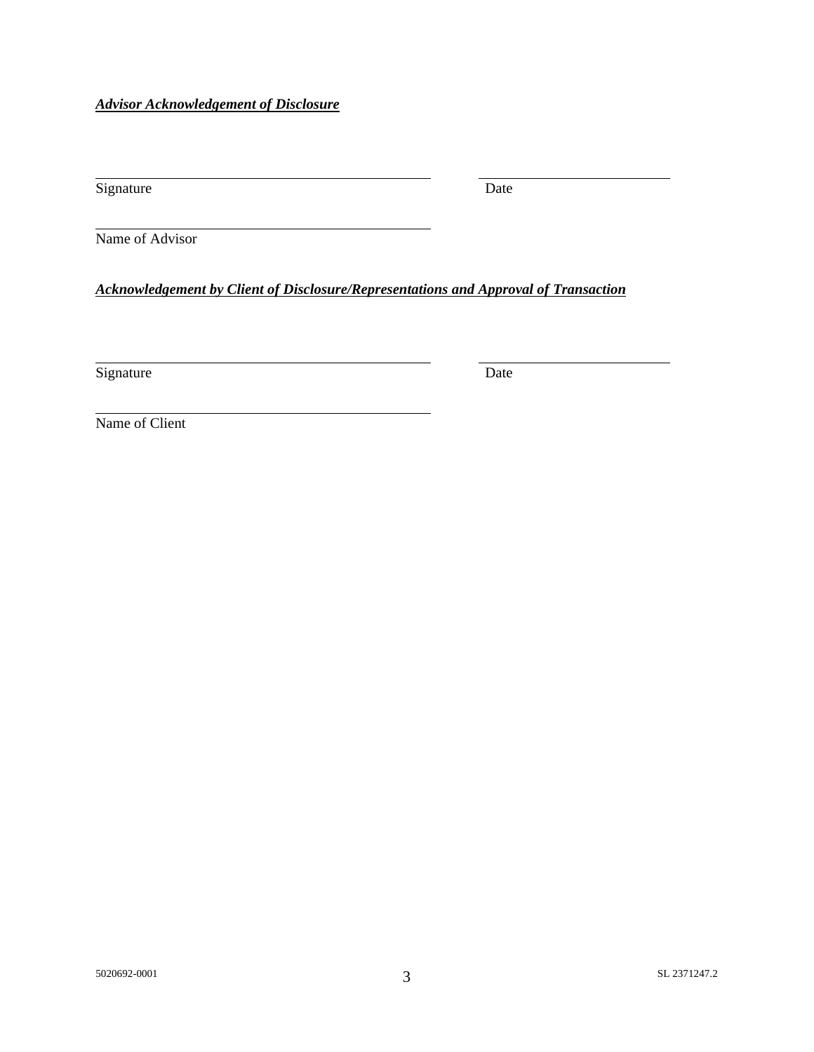***Advisor Acknowledgement of Disclosure***

\_\_\_\_\_\_\_\_\_\_\_\_\_\_\_\_\_\_\_\_\_\_\_\_\_\_\_\_\_\_\_\_\_\_\_\_\_\_\_\_ &nbsp;&nbsp;&nbsp;&nbsp; \_\_\_\_\_\_\_\_\_\_\_\_\_\_\_\_\_\_\_\_\_\_

Signature &nbsp;&nbsp;&nbsp;&nbsp;&nbsp;&nbsp;&nbsp;&nbsp;&nbsp;&nbsp;&nbsp;&nbsp;&nbsp;&nbsp;&nbsp;&nbsp;&nbsp;&nbsp;&nbsp;&nbsp;&nbsp;&nbsp;&nbsp;&nbsp;&nbsp;&nbsp;&nbsp;&nbsp;&nbsp;&nbsp;&nbsp;&nbsp;&nbsp;&nbsp;&nbsp;&nbsp;&nbsp;&nbsp;&nbsp;&nbsp; Date

\_\_\_\_\_\_\_\_\_\_\_\_\_\_\_\_\_\_\_\_\_\_\_\_\_\_\_\_\_\_\_\_\_\_\_\_\_\_\_\_

Name of Advisor

***Acknowledgement by Client of Disclosure/Representations and Approval of Transaction***

\_\_\_\_\_\_\_\_\_\_\_\_\_\_\_\_\_\_\_\_\_\_\_\_\_\_\_\_\_\_\_\_\_\_\_\_\_\_\_\_ &nbsp;&nbsp;&nbsp;&nbsp; \_\_\_\_\_\_\_\_\_\_\_\_\_\_\_\_\_\_\_\_\_\_

Signature &nbsp;&nbsp;&nbsp;&nbsp;&nbsp;&nbsp;&nbsp;&nbsp;&nbsp;&nbsp;&nbsp;&nbsp;&nbsp;&nbsp;&nbsp;&nbsp;&nbsp;&nbsp;&nbsp;&nbsp;&nbsp;&nbsp;&nbsp;&nbsp;&nbsp;&nbsp;&nbsp;&nbsp;&nbsp;&nbsp;&nbsp;&nbsp;&nbsp;&nbsp;&nbsp;&nbsp;&nbsp;&nbsp;&nbsp;&nbsp; Date

\_\_\_\_\_\_\_\_\_\_\_\_\_\_\_\_\_\_\_\_\_\_\_\_\_\_\_\_\_\_\_\_\_\_\_\_\_\_\_\_

Name of Client